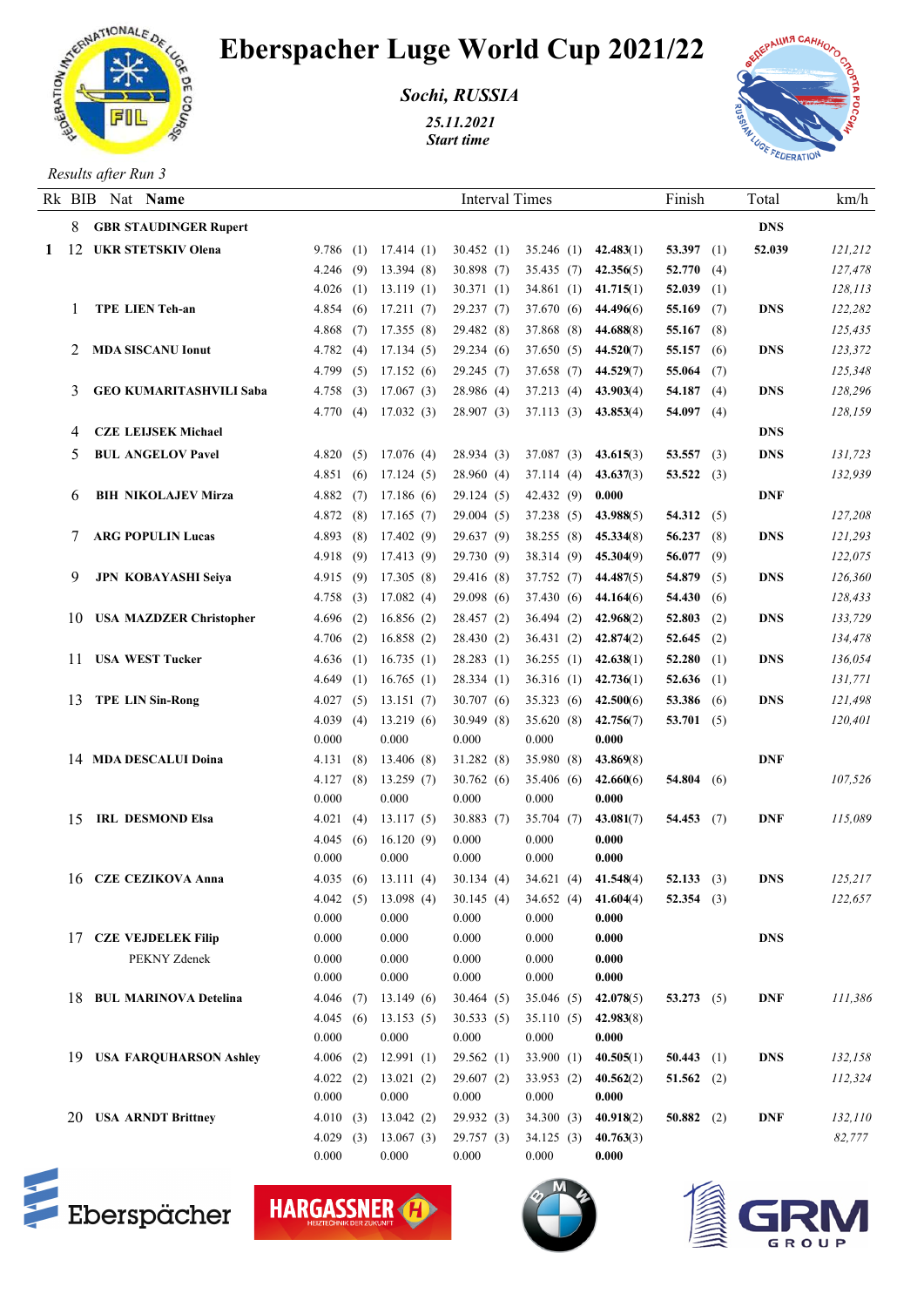# Eberspacher Luge World Cup 2021/22

***Sochi, RUSSIA***

***25.11.2021***
***Start time***

*Results after Run 3*

| Rk | BIB | Nat | Name | Interval Times | | | | | Finish | Total | km/h |
|---|---|---|---|---|---|---|---|---|---|---|---|
| | 8 | GBR | **STAUDINGER Rupert** | | | | | | | **DNS** | |
| **1** | 12 | UKR | **STETSKIV Olena** | 9.786 (1) | 17.414 (1) | 30.452 (1) | 35.246 (1) | **42.483**(1) | **53.397** (1) | **52.039** | *121,212* |
| | | | | 4.246 (9) | 13.394 (8) | 30.898 (7) | 35.435 (7) | **42.356**(5) | **52.770** (4) | | *127,478* |
| | | | | 4.026 (1) | 13.119 (1) | 30.371 (1) | 34.861 (1) | **41.715**(1) | **52.039** (1) | | *128,113* |
| | 1 | TPE | **LIEN Teh-an** | 4.854 (6) | 17.211 (7) | 29.237 (7) | 37.670 (6) | **44.496**(6) | **55.169** (7) | **DNS** | *122,282* |
| | | | | 4.868 (7) | 17.355 (8) | 29.482 (8) | 37.868 (8) | **44.688**(8) | **55.167** (8) | | *125,435* |
| | 2 | MDA | **SISCANU Ionut** | 4.782 (4) | 17.134 (5) | 29.234 (6) | 37.650 (5) | **44.520**(7) | **55.157** (6) | **DNS** | *123,372* |
| | | | | 4.799 (5) | 17.152 (6) | 29.245 (7) | 37.658 (7) | **44.529**(7) | **55.064** (7) | | *125,348* |
| | 3 | GEO | **KUMARITASHVILI Saba** | 4.758 (3) | 17.067 (3) | 28.986 (4) | 37.213 (4) | **43.903**(4) | **54.187** (4) | **DNS** | *128,296* |
| | | | | 4.770 (4) | 17.032 (3) | 28.907 (3) | 37.113 (3) | **43.853**(4) | **54.097** (4) | | *128,159* |
| | 4 | CZE | **LEIJSEK Michael** | | | | | | | **DNS** | |
| | 5 | BUL | **ANGELOV Pavel** | 4.820 (5) | 17.076 (4) | 28.934 (3) | 37.087 (3) | **43.615**(3) | **53.557** (3) | **DNS** | *131,723* |
| | | | | 4.851 (6) | 17.124 (5) | 28.960 (4) | 37.114 (4) | **43.637**(3) | **53.522** (3) | | *132,939* |
| | 6 | BIH | **NIKOLAJEV Mirza** | 4.882 (7) | 17.186 (6) | 29.124 (5) | 42.432 (9) | **0.000** | | **DNF** | |
| | | | | 4.872 (8) | 17.165 (7) | 29.004 (5) | 37.238 (5) | **43.988**(5) | **54.312** (5) | | *127,208* |
| | 7 | ARG | **POPULIN Lucas** | 4.893 (8) | 17.402 (9) | 29.637 (9) | 38.255 (8) | **45.334**(8) | **56.237** (8) | **DNS** | *121,293* |
| | | | | 4.918 (9) | 17.413 (9) | 29.730 (9) | 38.314 (9) | **45.304**(9) | **56.077** (9) | | *122,075* |
| | 9 | JPN | **KOBAYASHI Seiya** | 4.915 (9) | 17.305 (8) | 29.416 (8) | 37.752 (7) | **44.487**(5) | **54.879** (5) | **DNS** | *126,360* |
| | | | | 4.758 (3) | 17.082 (4) | 29.098 (6) | 37.430 (6) | **44.164**(6) | **54.430** (6) | | *128,433* |
| | 10 | USA | **MAZDZER Christopher** | 4.696 (2) | 16.856 (2) | 28.457 (2) | 36.494 (2) | **42.968**(2) | **52.803** (2) | **DNS** | *133,729* |
| | | | | 4.706 (2) | 16.858 (2) | 28.430 (2) | 36.431 (2) | **42.874**(2) | **52.645** (2) | | *134,478* |
| | 11 | USA | **WEST Tucker** | 4.636 (1) | 16.735 (1) | 28.283 (1) | 36.255 (1) | **42.638**(1) | **52.280** (1) | **DNS** | *136,054* |
| | | | | 4.649 (1) | 16.765 (1) | 28.334 (1) | 36.316 (1) | **42.736**(1) | **52.636** (1) | | *131,771* |
| | 13 | TPE | **LIN Sin-Rong** | 4.027 (5) | 13.151 (7) | 30.707 (6) | 35.323 (6) | **42.500**(6) | **53.386** (6) | **DNS** | *121,498* |
| | | | | 4.039 (4) | 13.219 (6) | 30.949 (8) | 35.620 (8) | **42.756**(7) | **53.701** (5) | | *120,401* |
| | | | | 0.000 | 0.000 | 0.000 | 0.000 | **0.000** | | | |
| | 14 | MDA | **DESCALUI Doina** | 4.131 (8) | 13.406 (8) | 31.282 (8) | 35.980 (8) | **43.869**(8) | | **DNF** | |
| | | | | 4.127 (8) | 13.259 (7) | 30.762 (6) | 35.406 (6) | **42.660**(6) | **54.804** (6) | | *107,526* |
| | | | | 0.000 | 0.000 | 0.000 | 0.000 | **0.000** | | | |
| | 15 | IRL | **DESMOND Elsa** | 4.021 (4) | 13.117 (5) | 30.883 (7) | 35.704 (7) | **43.081**(7) | **54.453** (7) | **DNF** | *115,089* |
| | | | | 4.045 (6) | 16.120 (9) | 0.000 | 0.000 | **0.000** | | | |
| | | | | 0.000 | 0.000 | 0.000 | 0.000 | **0.000** | | | |
| | 16 | CZE | **CEZIKOVA Anna** | 4.035 (6) | 13.111 (4) | 30.134 (4) | 34.621 (4) | **41.548**(4) | **52.133** (3) | **DNS** | *125,217* |
| | | | | 4.042 (5) | 13.098 (4) | 30.145 (4) | 34.652 (4) | **41.604**(4) | **52.354** (3) | | *122,657* |
| | | | | 0.000 | 0.000 | 0.000 | 0.000 | **0.000** | | | |
| | 17 | CZE | **VEJDELEK Filip** | 0.000 | 0.000 | 0.000 | 0.000 | **0.000** | | **DNS** | |
| | | | PEKNY Zdenek | 0.000 | 0.000 | 0.000 | 0.000 | **0.000** | | | |
| | | | | 0.000 | 0.000 | 0.000 | 0.000 | **0.000** | | | |
| | 18 | BUL | **MARINOVA Detelina** | 4.046 (7) | 13.149 (6) | 30.464 (5) | 35.046 (5) | **42.078**(5) | **53.273** (5) | **DNF** | *111,386* |
| | | | | 4.045 (6) | 13.153 (5) | 30.533 (5) | 35.110 (5) | **42.983**(8) | | | |
| | | | | 0.000 | 0.000 | 0.000 | 0.000 | **0.000** | | | |
| | 19 | USA | **FARQUHARSON Ashley** | 4.006 (2) | 12.991 (1) | 29.562 (1) | 33.900 (1) | **40.505**(1) | **50.443** (1) | **DNS** | *132,158* |
| | | | | 4.022 (2) | 13.021 (2) | 29.607 (2) | 33.953 (2) | **40.562**(2) | **51.562** (2) | | *112,324* |
| | | | | 0.000 | 0.000 | 0.000 | 0.000 | **0.000** | | | |
| | 20 | USA | **ARNDT Brittney** | 4.010 (3) | 13.042 (2) | 29.932 (3) | 34.300 (3) | **40.918**(2) | **50.882** (2) | **DNF** | *132,110* |
| | | | | 4.029 (3) | 13.067 (3) | 29.757 (3) | 34.125 (3) | **40.763**(3) | | | *82,777* |
| | | | | 0.000 | 0.000 | 0.000 | 0.000 | **0.000** | | | |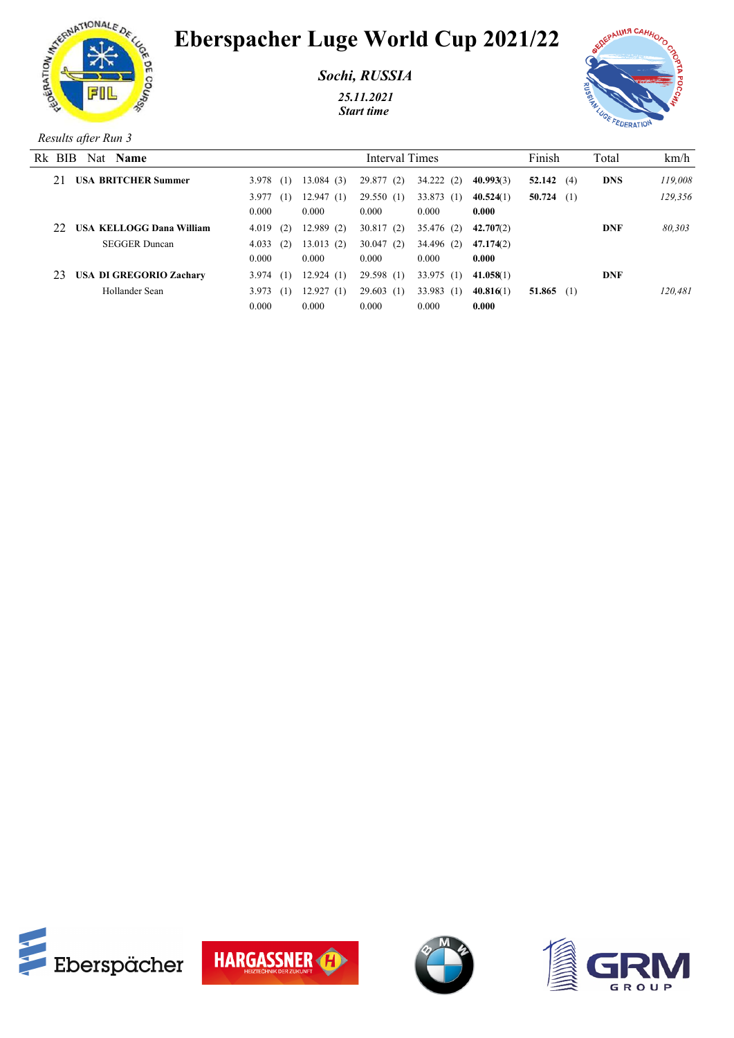# Eberspacher Luge World Cup 2021/22

*Sochi, RUSSIA*

*25.11.2021*
*Start time*

*Results after Run 3*

| Rk | BIB | Nat | Name | Interval Times | | | | | Finish | Total | km/h |
|---|---|---|---|---|---|---|---|---|---|---|---|
| | 21 | USA | **BRITCHER Summer** | 3.978 (1) | 13.084 (3) | 29.877 (2) | 34.222 (2) | **40.993**(3) | **52.142** (4) | **DNS** | *119,008* |
| | | | | 3.977 (1) | 12.947 (1) | 29.550 (1) | 33.873 (1) | **40.524**(1) | **50.724** (1) | | *129,356* |
| | | | | 0.000 | 0.000 | 0.000 | 0.000 | **0.000** | | | |
| | 22 | USA | **KELLOGG Dana William** | 4.019 (2) | 12.989 (2) | 30.817 (2) | 35.476 (2) | **42.707**(2) | | **DNF** | *80,303* |
| | | | SEGGER Duncan | 4.033 (2) | 13.013 (2) | 30.047 (2) | 34.496 (2) | **47.174**(2) | | | |
| | | | | 0.000 | 0.000 | 0.000 | 0.000 | **0.000** | | | |
| | 23 | USA | **DI GREGORIO Zachary** | 3.974 (1) | 12.924 (1) | 29.598 (1) | 33.975 (1) | **41.058**(1) | | **DNF** | |
| | | | Hollander Sean | 3.973 (1) | 12.927 (1) | 29.603 (1) | 33.983 (1) | **40.816**(1) | **51.865** (1) | | *120,481* |
| | | | | 0.000 | 0.000 | 0.000 | 0.000 | **0.000** | | | |